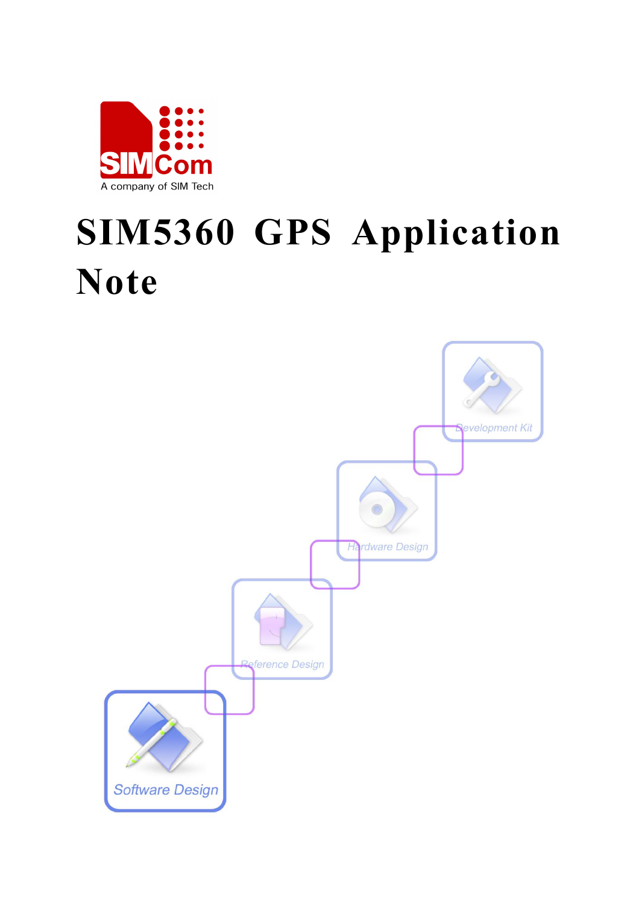# SIM5360 GPS Application Note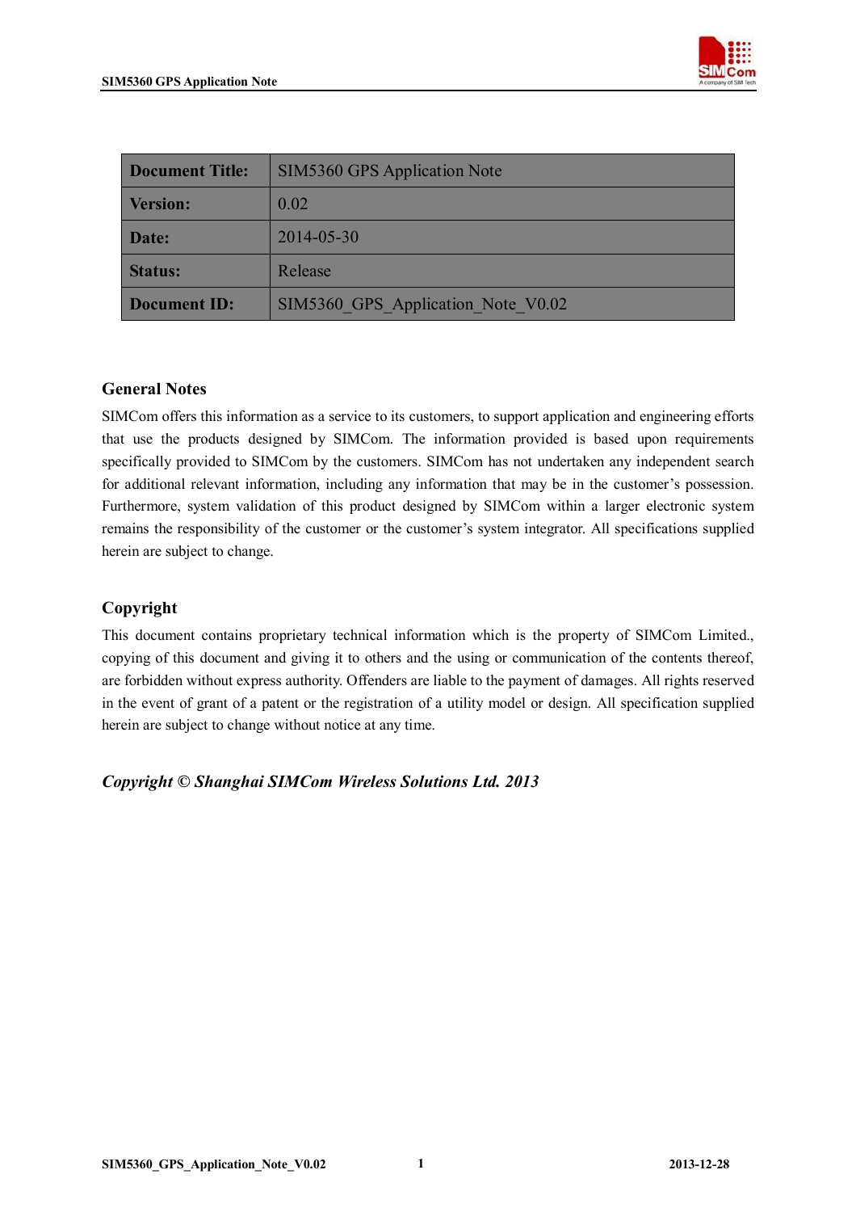| Document Title: | SIM5360 GPS Application Note |
| --- | --- |
| Version: | 0.02 |
| Date: | 2014-05-30 |
| Status: | Release |
| Document ID: | SIM5360_GPS_Application_Note_V0.02 |

## General Notes

SIMCom offers this information as a service to its customers, to support application and engineering efforts that use the products designed by SIMCom. The information provided is based upon requirements specifically provided to SIMCom by the customers. SIMCom has not undertaken any independent search for additional relevant information, including any information that may be in the customer's possession. Furthermore, system validation of this product designed by SIMCom within a larger electronic system remains the responsibility of the customer or the customer's system integrator. All specifications supplied herein are subject to change.

## Copyright

This document contains proprietary technical information which is the property of SIMCom Limited., copying of this document and giving it to others and the using or communication of the contents thereof, are forbidden without express authority. Offenders are liable to the payment of damages. All rights reserved in the event of grant of a patent or the registration of a utility model or design. All specification supplied herein are subject to change without notice at any time.

***Copyright © Shanghai SIMCom Wireless Solutions Ltd. 2013***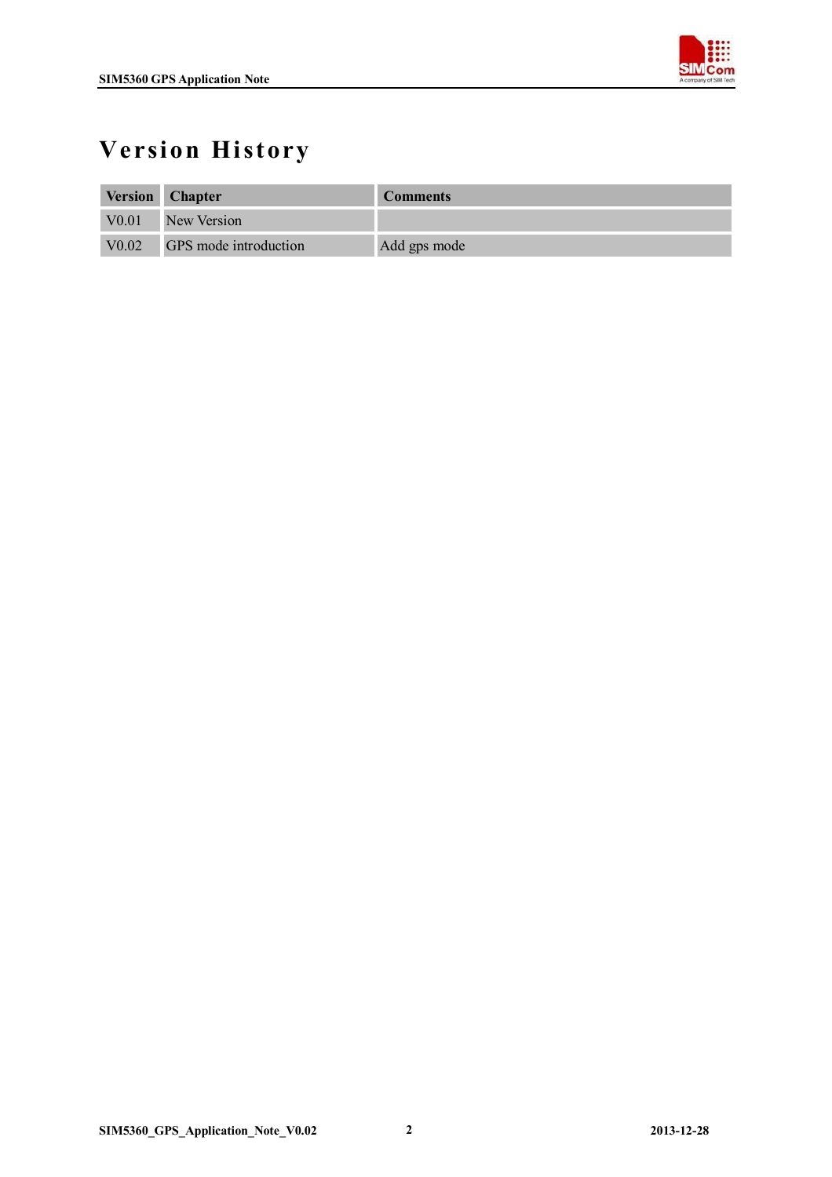# Version History

| Version | Chapter | Comments |
| --- | --- | --- |
| V0.01 | New Version | |
| V0.02 | GPS mode introduction | Add gps mode |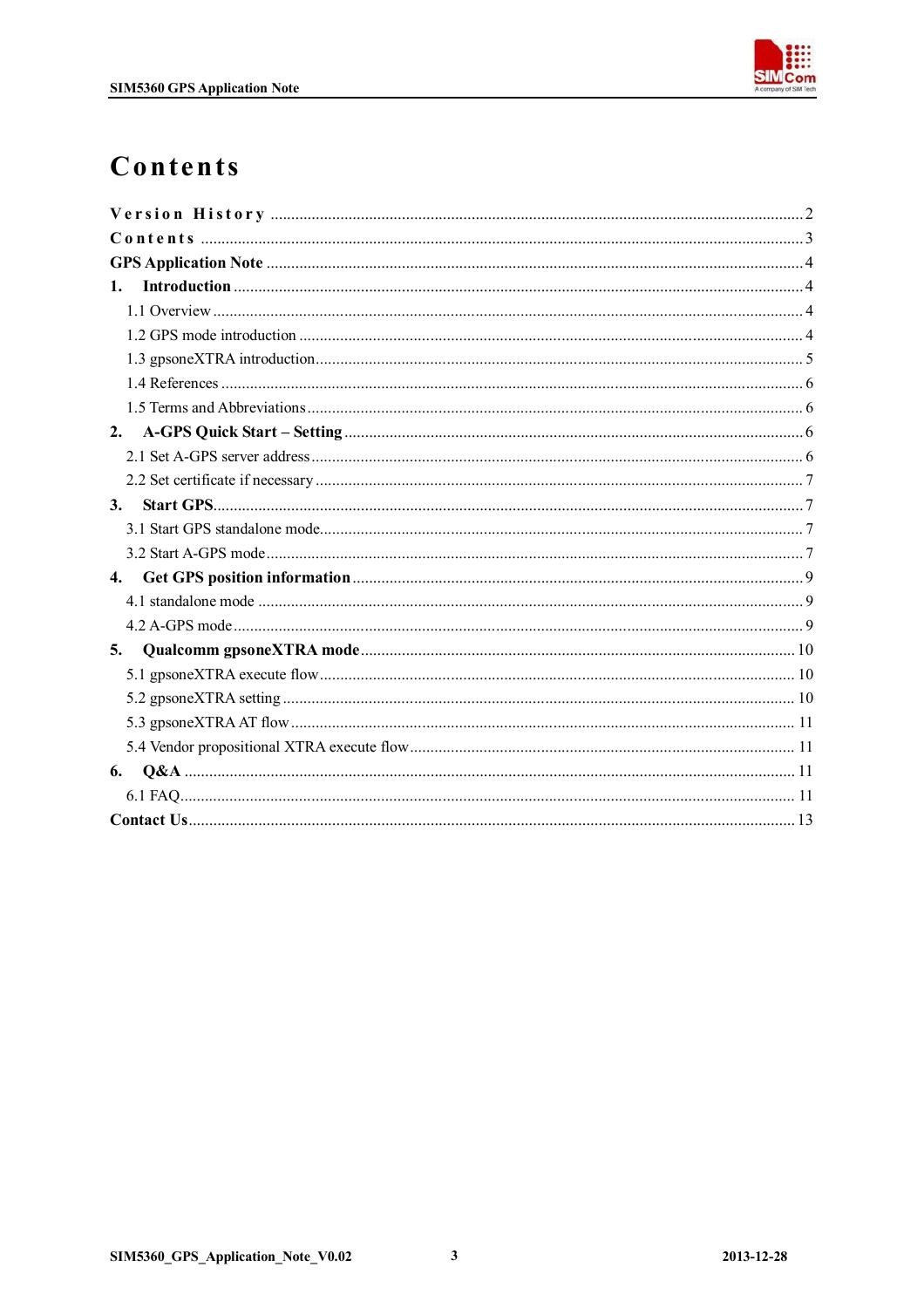# Contents

Version History ..... 2
Contents ..... 3
**GPS Application Note** ..... 4
**1. Introduction** ..... 4
- 1.1 Overview ..... 4
- 1.2 GPS mode introduction ..... 4
- 1.3 gpsoneXTRA introduction ..... 5
- 1.4 References ..... 6
- 1.5 Terms and Abbreviations ..... 6

**2. A-GPS Quick Start – Setting** ..... 6
- 2.1 Set A-GPS server address ..... 6
- 2.2 Set certificate if necessary ..... 7

**3. Start GPS** ..... 7
- 3.1 Start GPS standalone mode ..... 7
- 3.2 Start A-GPS mode ..... 7

**4. Get GPS position information** ..... 9
- 4.1 standalone mode ..... 9
- 4.2 A-GPS mode ..... 9

**5. Qualcomm gpsoneXTRA mode** ..... 10
- 5.1 gpsoneXTRA execute flow ..... 10
- 5.2 gpsoneXTRA setting ..... 10
- 5.3 gpsoneXTRA AT flow ..... 11
- 5.4 Vendor propositional XTRA execute flow ..... 11

**6. Q&A** ..... 11
- 6.1 FAQ ..... 11

**Contact Us** ..... 13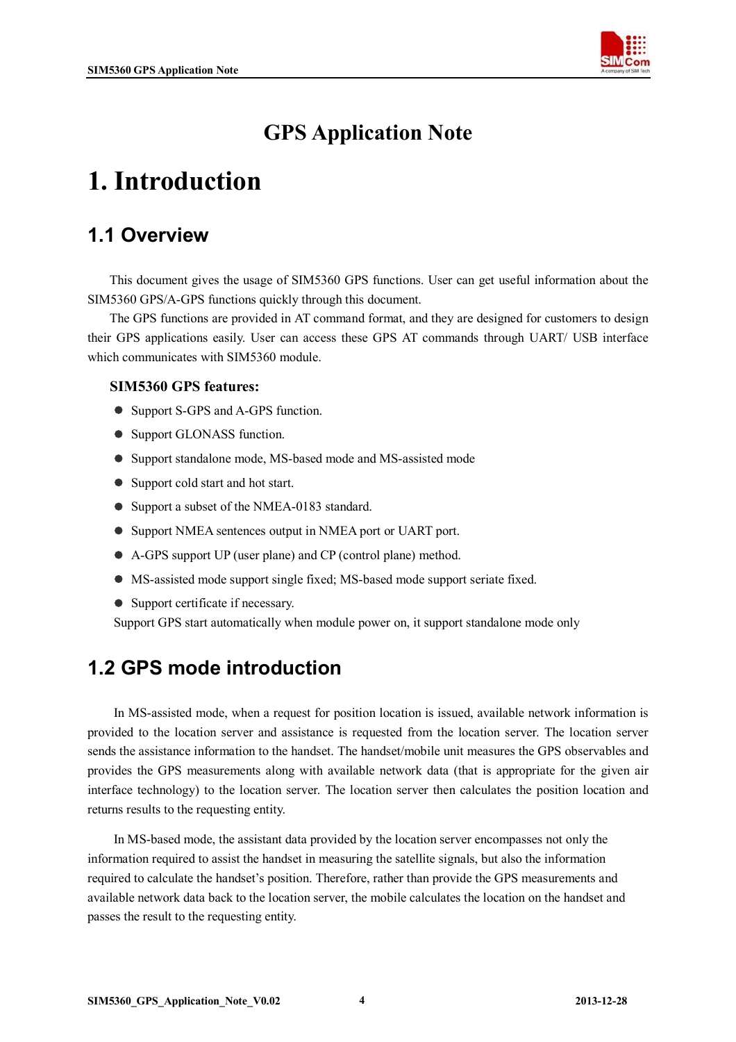# GPS Application Note

# 1. Introduction

## 1.1 Overview

This document gives the usage of SIM5360 GPS functions. User can get useful information about the SIM5360 GPS/A-GPS functions quickly through this document.

The GPS functions are provided in AT command format, and they are designed for customers to design their GPS applications easily. User can access these GPS AT commands through UART/ USB interface which communicates with SIM5360 module.

**SIM5360 GPS features:**

- Support S-GPS and A-GPS function.
- Support GLONASS function.
- Support standalone mode, MS-based mode and MS-assisted mode
- Support cold start and hot start.
- Support a subset of the NMEA-0183 standard.
- Support NMEA sentences output in NMEA port or UART port.
- A-GPS support UP (user plane) and CP (control plane) method.
- MS-assisted mode support single fixed; MS-based mode support seriate fixed.
- Support certificate if necessary.

Support GPS start automatically when module power on, it support standalone mode only

## 1.2 GPS mode introduction

In MS-assisted mode, when a request for position location is issued, available network information is provided to the location server and assistance is requested from the location server. The location server sends the assistance information to the handset. The handset/mobile unit measures the GPS observables and provides the GPS measurements along with available network data (that is appropriate for the given air interface technology) to the location server. The location server then calculates the position location and returns results to the requesting entity.

In MS-based mode, the assistant data provided by the location server encompasses not only the information required to assist the handset in measuring the satellite signals, but also the information required to calculate the handset's position. Therefore, rather than provide the GPS measurements and available network data back to the location server, the mobile calculates the location on the handset and passes the result to the requesting entity.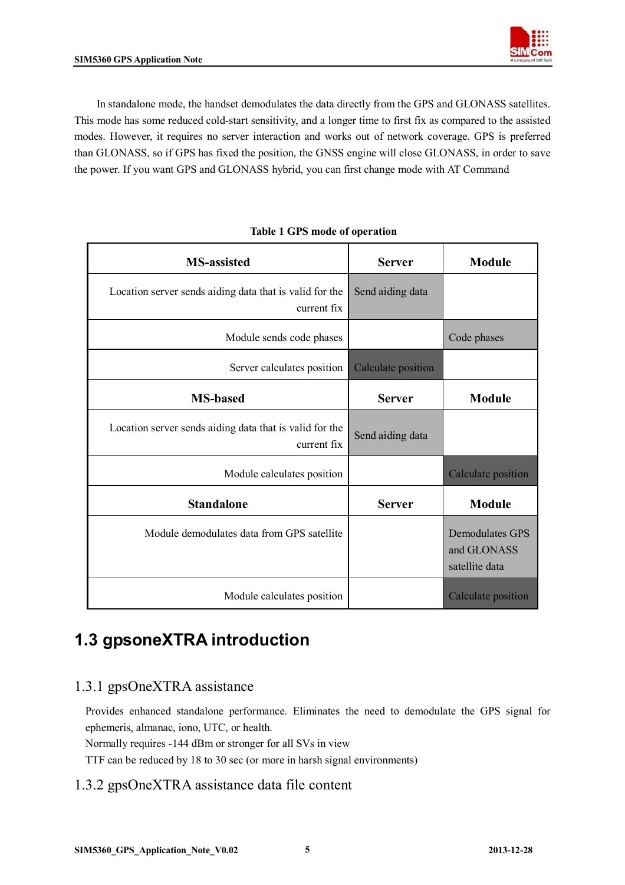In standalone mode, the handset demodulates the data directly from the GPS and GLONASS satellites. This mode has some reduced cold-start sensitivity, and a longer time to first fix as compared to the assisted modes. However, it requires no server interaction and works out of network coverage. GPS is preferred than GLONASS, so if GPS has fixed the position, the GNSS engine will close GLONASS, in order to save the power. If you want GPS and GLONASS hybrid, you can first change mode with AT Command

**Table 1 GPS mode of operation**

| MS-assisted | Server | Module |
|---|---|---|
| Location server sends aiding data that is valid for the current fix | Send aiding data | |
| Module sends code phases | | Code phases |
| Server calculates position | Calculate position | |
| **MS-based** | **Server** | **Module** |
| Location server sends aiding data that is valid for the current fix | Send aiding data | |
| Module calculates position | | Calculate position |
| **Standalone** | **Server** | **Module** |
| Module demodulates data from GPS satellite | | Demodulates GPS and GLONASS satellite data |
| Module calculates position | | Calculate position |

## 1.3 gpsoneXTRA introduction

### 1.3.1 gpsOneXTRA assistance

Provides enhanced standalone performance. Eliminates the need to demodulate the GPS signal for ephemeris, almanac, iono, UTC, or health.
Normally requires -144 dBm or stronger for all SVs in view
TTF can be reduced by 18 to 30 sec (or more in harsh signal environments)

### 1.3.2 gpsOneXTRA assistance data file content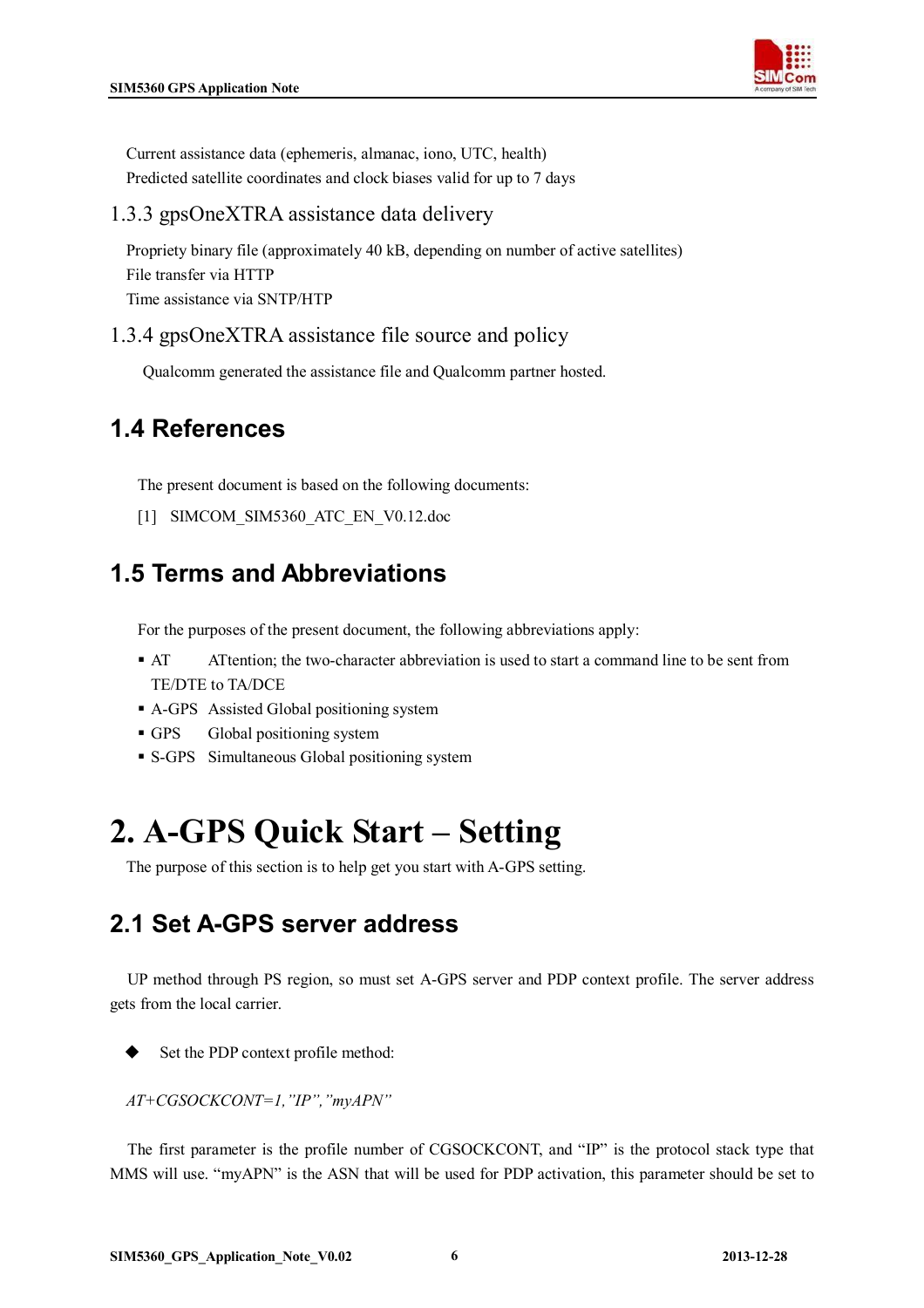Current assistance data (ephemeris, almanac, iono, UTC, health)
Predicted satellite coordinates and clock biases valid for up to 7 days

### 1.3.3 gpsOneXTRA assistance data delivery

Propriety binary file (approximately 40 kB, depending on number of active satellites)
File transfer via HTTP
Time assistance via SNTP/HTP

### 1.3.4 gpsOneXTRA assistance file source and policy

Qualcomm generated the assistance file and Qualcomm partner hosted.

## 1.4 References

The present document is based on the following documents:

[1] SIMCOM_SIM5360_ATC_EN_V0.12.doc

## 1.5 Terms and Abbreviations

For the purposes of the present document, the following abbreviations apply:

- AT ATtention; the two-character abbreviation is used to start a command line to be sent from TE/DTE to TA/DCE
- A-GPS Assisted Global positioning system
- GPS Global positioning system
- S-GPS Simultaneous Global positioning system

# 2. A-GPS Quick Start – Setting

The purpose of this section is to help get you start with A-GPS setting.

## 2.1 Set A-GPS server address

UP method through PS region, so must set A-GPS server and PDP context profile. The server address gets from the local carrier.

- Set the PDP context profile method:

*AT+CGSOCKCONT=1,"IP","myAPN"*

The first parameter is the profile number of CGSOCKCONT, and "IP" is the protocol stack type that MMS will use. "myAPN" is the ASN that will be used for PDP activation, this parameter should be set to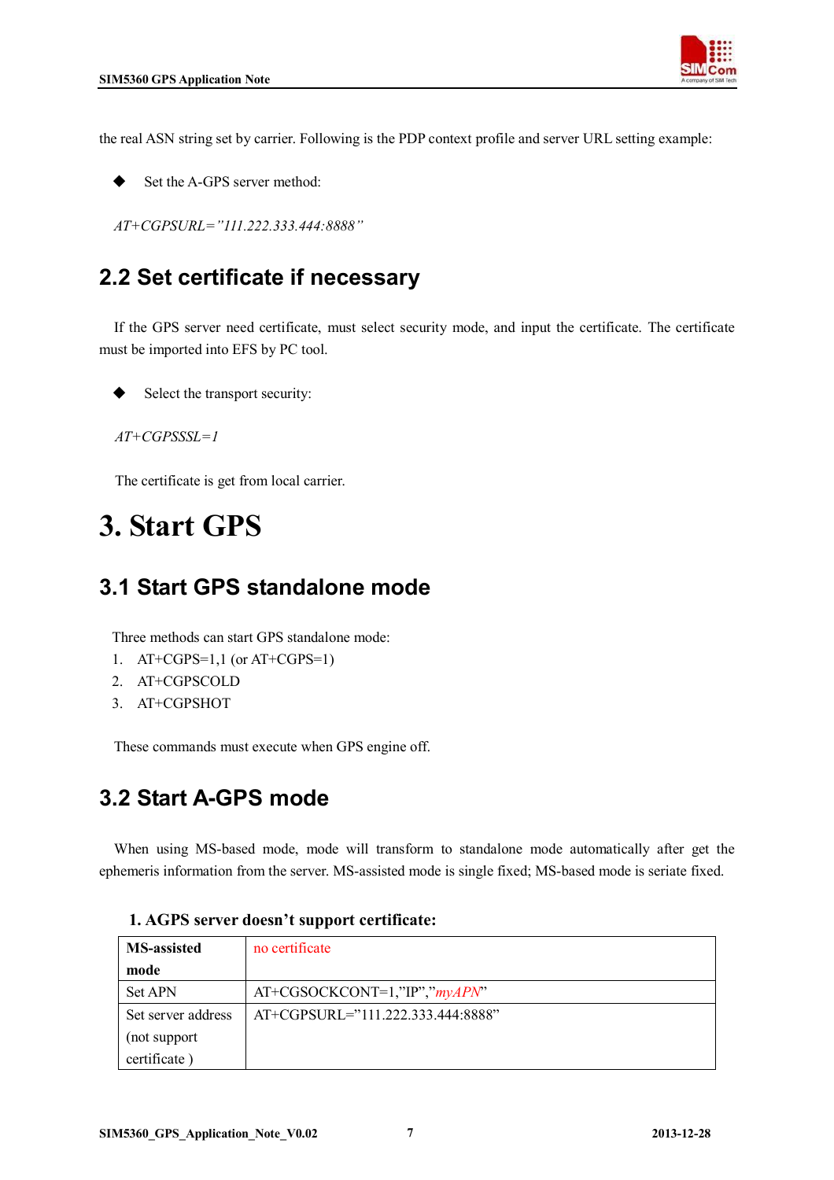the real ASN string set by carrier. Following is the PDP context profile and server URL setting example:

- Set the A-GPS server method:

*AT+CGPSURL="111.222.333.444:8888"*

## 2.2 Set certificate if necessary

If the GPS server need certificate, must select security mode, and input the certificate. The certificate must be imported into EFS by PC tool.

- Select the transport security:

*AT+CGPSSSL=1*

The certificate is get from local carrier.

# 3. Start GPS

## 3.1 Start GPS standalone mode

Three methods can start GPS standalone mode:

1. AT+CGPS=1,1 (or AT+CGPS=1)
2. AT+CGPSCOLD
3. AT+CGPSHOT

These commands must execute when GPS engine off.

## 3.2 Start A-GPS mode

When using MS-based mode, mode will transform to standalone mode automatically after get the ephemeris information from the server. MS-assisted mode is single fixed; MS-based mode is seriate fixed.

**1. AGPS server doesn't support certificate:**

| **MS-assisted mode** | no certificate |
|---|---|
| Set APN | AT+CGSOCKCONT=1,"IP","*myAPN*" |
| Set server address (not support certificate ) | AT+CGPSURL="111.222.333.444:8888" |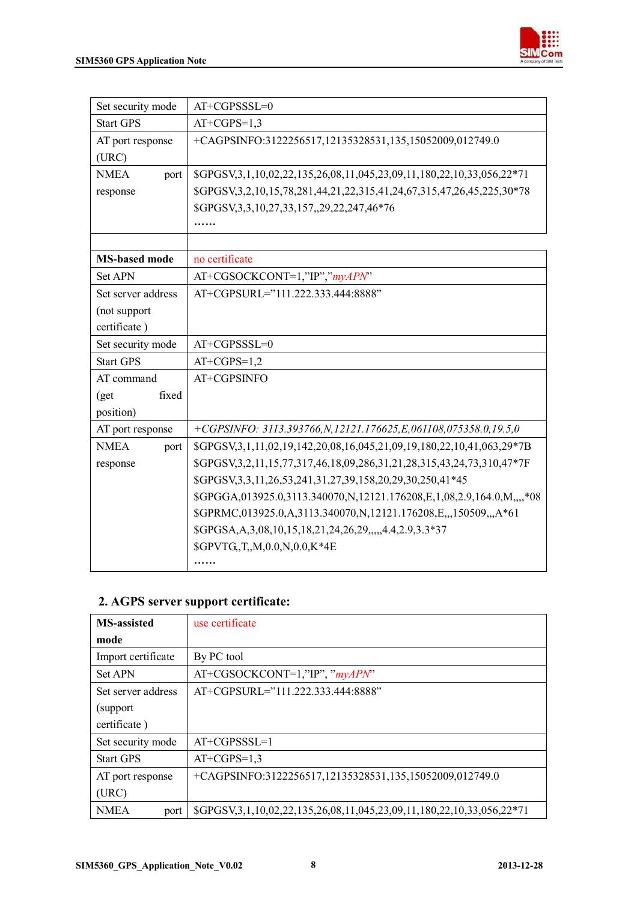| Set security mode | AT+CGPSSSL=0 |
|---|---|
| Start GPS | AT+CGPS=1,3 |
| AT port response (URC) | +CAGPSINFO:3122256517,12135328531,135,15052009,012749.0 |
| NMEA port response | $GPGSV,3,1,10,02,22,135,26,08,11,045,23,09,11,180,22,10,33,056,22*71<br>$GPGSV,3,2,10,15,78,281,44,21,22,315,41,24,67,315,47,26,45,225,30*78<br>$GPGSV,3,3,10,27,33,157,,29,22,247,46*76<br>…… |
| | |
| **MS-based mode** | no certificate |
| Set APN | AT+CGSOCKCONT=1,"IP","*myAPN*" |
| Set server address (not support certificate ) | AT+CGPSURL="111.222.333.444:8888" |
| Set security mode | AT+CGPSSSL=0 |
| Start GPS | AT+CGPS=1,2 |
| AT command (get fixed position) | AT+CGPSINFO |
| AT port response | *+CGPSINFO: 3113.393766,N,12121.176625,E,061108,075358.0,19.5,0* |
| NMEA port response | $GPGSV,3,1,11,02,19,142,20,08,16,045,21,09,19,180,22,10,41,063,29*7B<br>$GPGSV,3,2,11,15,77,317,46,18,09,286,31,21,28,315,43,24,73,310,47*7F<br>$GPGSV,3,3,11,26,53,241,31,27,39,158,20,29,30,250,41*45<br>$GPGGA,013925.0,3113.340070,N,12121.176208,E,1,08,2.9,164.0,M,,,,*08<br>$GPRMC,013925.0,A,3113.340070,N,12121.176208,E,,,150509,,,A*61<br>$GPGSA,A,3,08,10,15,18,21,24,26,29,,,,,4.4,2.9,3.3*37<br>$GPVTG,,T,,M,0.0,N,0.0,K*4E<br>…… |

### 2. AGPS server support certificate:

| **MS-assisted mode** | use certificate |
|---|---|
| Import certificate | By PC tool |
| Set APN | AT+CGSOCKCONT=1,"IP", "*myAPN*" |
| Set server address (support certificate ) | AT+CGPSURL="111.222.333.444:8888" |
| Set security mode | AT+CGPSSSL=1 |
| Start GPS | AT+CGPS=1,3 |
| AT port response (URC) | +CAGPSINFO:3122256517,12135328531,135,15052009,012749.0 |
| NMEA port | $GPGSV,3,1,10,02,22,135,26,08,11,045,23,09,11,180,22,10,33,056,22*71 |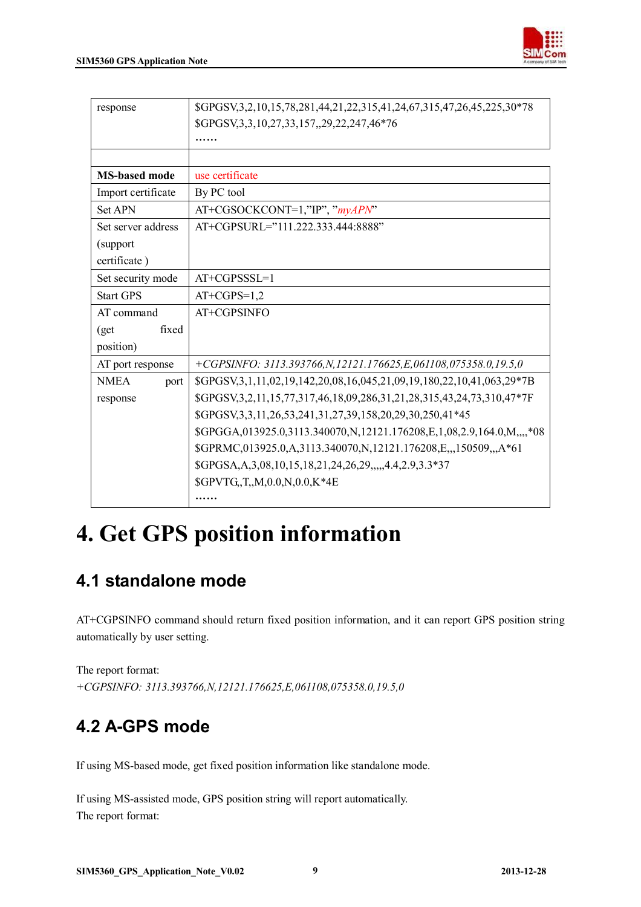| | |
|---|---|
| response | $GPGSV,3,2,10,15,78,281,44,21,22,315,41,24,67,315,47,26,45,225,30*78<br>$GPGSV,3,3,10,27,33,157,,29,22,247,46*76<br>…… |
| | |
| **MS-based mode** | use certificate |
| Import certificate | By PC tool |
| Set APN | AT+CGSOCKCONT=1,"IP", "*myAPN*" |
| Set server address (support certificate ) | AT+CGPSURL="111.222.333.444:8888" |
| Set security mode | AT+CGPSSSL=1 |
| Start GPS | AT+CGPS=1,2 |
| AT command (get fixed position) | AT+CGPSINFO |
| AT port response | *+CGPSINFO: 3113.393766,N,12121.176625,E,061108,075358.0,19.5,0* |
| NMEA port response | $GPGSV,3,1,11,02,19,142,20,08,16,045,21,09,19,180,22,10,41,063,29*7B<br>$GPGSV,3,2,11,15,77,317,46,18,09,286,31,21,28,315,43,24,73,310,47*7F<br>$GPGSV,3,3,11,26,53,241,31,27,39,158,20,29,30,250,41*45<br>$GPGGA,013925.0,3113.340070,N,12121.176208,E,1,08,2.9,164.0,M,,,,*08<br>$GPRMC,013925.0,A,3113.340070,N,12121.176208,E,,,150509,,,A*61<br>$GPGSA,A,3,08,10,15,18,21,24,26,29,,,,,4.4,2.9,3.3*37<br>$GPVTG,,T,,M,0.0,N,0.0,K*4E<br>…… |

# 4. Get GPS position information

## 4.1 standalone mode

AT+CGPSINFO command should return fixed position information, and it can report GPS position string automatically by user setting.

The report format:
*+CGPSINFO: 3113.393766,N,12121.176625,E,061108,075358.0,19.5,0*

## 4.2 A-GPS mode

If using MS-based mode, get fixed position information like standalone mode.

If using MS-assisted mode, GPS position string will report automatically.
The report format: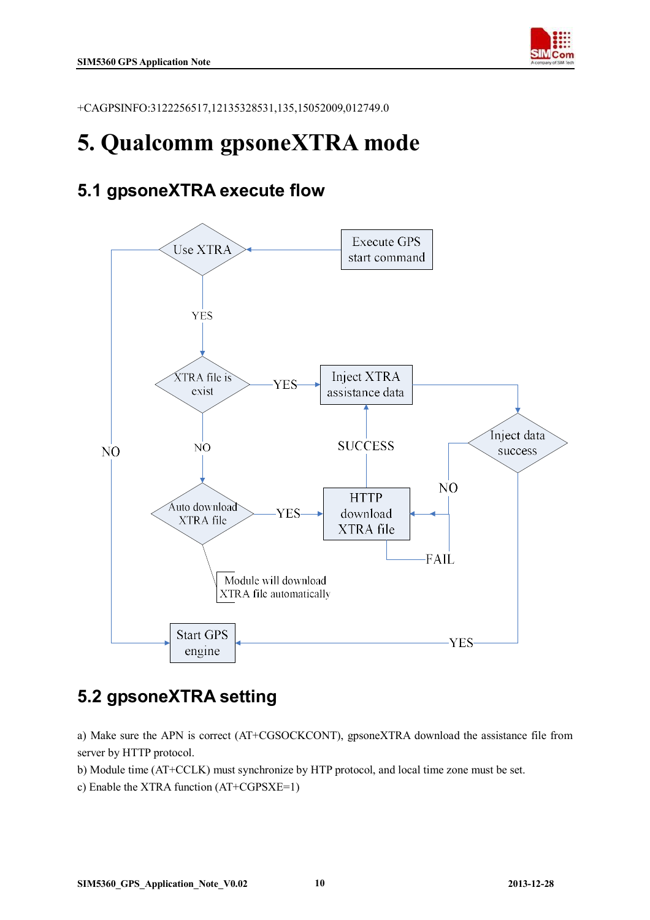+CAGPSINFO:3122256517,12135328531,135,15052009,012749.0

# 5. Qualcomm gpsoneXTRA mode

## 5.1 gpsoneXTRA execute flow

## 5.2 gpsoneXTRA setting

a) Make sure the APN is correct (AT+CGSOCKCONT), gpsoneXTRA download the assistance file from server by HTTP protocol.

b) Module time (AT+CCLK) must synchronize by HTP protocol, and local time zone must be set.

c) Enable the XTRA function (AT+CGPSXE=1)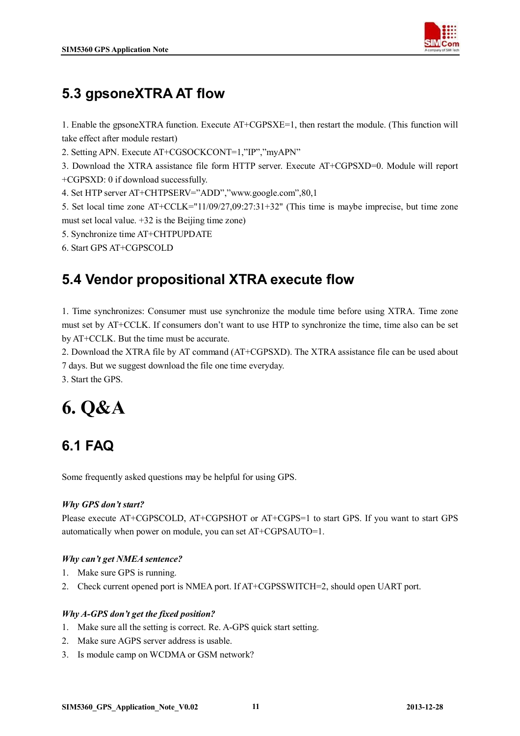## 5.3 gpsoneXTRA AT flow

1. Enable the gpsoneXTRA function. Execute AT+CGPSXE=1, then restart the module. (This function will take effect after module restart)
2. Setting APN. Execute AT+CGSOCKCONT=1,"IP","myAPN"
3. Download the XTRA assistance file form HTTP server. Execute AT+CGPSXD=0. Module will report +CGPSXD: 0 if download successfully.
4. Set HTP server AT+CHTPSERV="ADD","www.google.com",80,1
5. Set local time zone AT+CCLK="11/09/27,09:27:31+32" (This time is maybe imprecise, but time zone must set local value. +32 is the Beijing time zone)
5. Synchronize time AT+CHTPUPDATE
6. Start GPS AT+CGPSCOLD

## 5.4 Vendor propositional XTRA execute flow

1. Time synchronizes: Consumer must use synchronize the module time before using XTRA. Time zone must set by AT+CCLK. If consumers don't want to use HTP to synchronize the time, time also can be set by AT+CCLK. But the time must be accurate.
2. Download the XTRA file by AT command (AT+CGPSXD). The XTRA assistance file can be used about 7 days. But we suggest download the file one time everyday.
3. Start the GPS.

# 6. Q&A

## 6.1 FAQ

Some frequently asked questions may be helpful for using GPS.

***Why GPS don't start?***

Please execute AT+CGPSCOLD, AT+CGPSHOT or AT+CGPS=1 to start GPS. If you want to start GPS automatically when power on module, you can set AT+CGPSAUTO=1.

***Why can't get NMEA sentence?***

1. Make sure GPS is running.
2. Check current opened port is NMEA port. If AT+CGPSSWITCH=2, should open UART port.

***Why A-GPS don't get the fixed position?***

1. Make sure all the setting is correct. Re. A-GPS quick start setting.
2. Make sure AGPS server address is usable.
3. Is module camp on WCDMA or GSM network?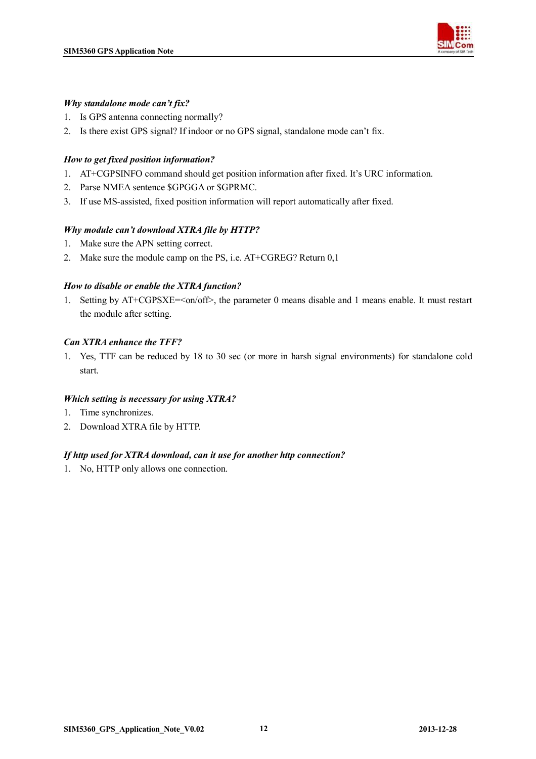***Why standalone mode can't fix?***

1. Is GPS antenna connecting normally?
2. Is there exist GPS signal? If indoor or no GPS signal, standalone mode can't fix.

***How to get fixed position information?***

1. AT+CGPSINFO command should get position information after fixed. It's URC information.
2. Parse NMEA sentence $GPGGA or $GPRMC.
3. If use MS-assisted, fixed position information will report automatically after fixed.

***Why module can't download XTRA file by HTTP?***

1. Make sure the APN setting correct.
2. Make sure the module camp on the PS, i.e. AT+CGREG? Return 0,1

***How to disable or enable the XTRA function?***

1. Setting by AT+CGPSXE=<on/off>, the parameter 0 means disable and 1 means enable. It must restart the module after setting.

***Can XTRA enhance the TFF?***

1. Yes, TTF can be reduced by 18 to 30 sec (or more in harsh signal environments) for standalone cold start.

***Which setting is necessary for using XTRA?***

1. Time synchronizes.
2. Download XTRA file by HTTP.

***If http used for XTRA download, can it use for another http connection?***

1. No, HTTP only allows one connection.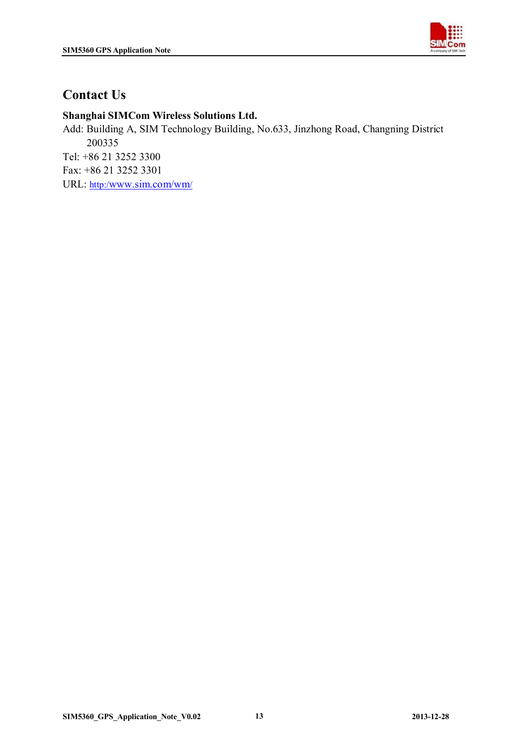# Contact Us

**Shanghai SIMCom Wireless Solutions Ltd.**

Add: Building A, SIM Technology Building, No.633, Jinzhong Road, Changning District 200335

Tel: +86 21 3252 3300

Fax: +86 21 3252 3301

URL: http:/www.sim.com/wm/